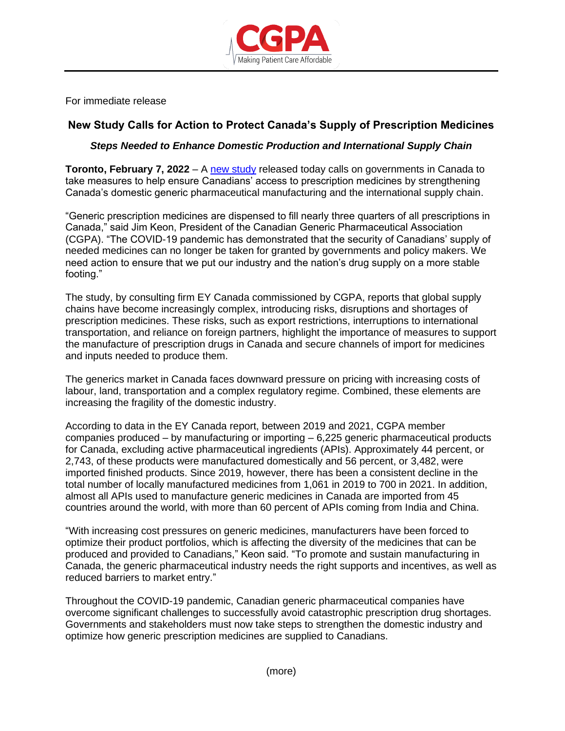For immediate release

## New Study Calls for Action to Protect Canada's Supply of Prescription Medicines

### *Steps Needed to Enhance Domestic Production and International Supply Chain*

**Toronto, February 7, 2022** – A new study released today calls on governments in Canada to take measures to help ensure Canadians' access to prescription medicines by strengthening Canada's domestic generic pharmaceutical manufacturing and the international supply chain.

"Generic prescription medicines are dispensed to fill nearly three quarters of all prescriptions in Canada," said Jim Keon, President of the Canadian Generic Pharmaceutical Association (CGPA). "The COVID-19 pandemic has demonstrated that the security of Canadians' supply of needed medicines can no longer be taken for granted by governments and policy makers. We need action to ensure that we put our industry and the nation's drug supply on a more stable footing."

The study, by consulting firm EY Canada commissioned by CGPA, reports that global supply chains have become increasingly complex, introducing risks, disruptions and shortages of prescription medicines. These risks, such as export restrictions, interruptions to international transportation, and reliance on foreign partners, highlight the importance of measures to support the manufacture of prescription drugs in Canada and secure channels of import for medicines and inputs needed to produce them.

The generics market in Canada faces downward pressure on pricing with increasing costs of labour, land, transportation and a complex regulatory regime. Combined, these elements are increasing the fragility of the domestic industry.

According to data in the EY Canada report, between 2019 and 2021, CGPA member companies produced – by manufacturing or importing – 6,225 generic pharmaceutical products for Canada, excluding active pharmaceutical ingredients (APIs). Approximately 44 percent, or 2,743, of these products were manufactured domestically and 56 percent, or 3,482, were imported finished products. Since 2019, however, there has been a consistent decline in the total number of locally manufactured medicines from 1,061 in 2019 to 700 in 2021. In addition, almost all APIs used to manufacture generic medicines in Canada are imported from 45 countries around the world, with more than 60 percent of APIs coming from India and China.

"With increasing cost pressures on generic medicines, manufacturers have been forced to optimize their product portfolios, which is affecting the diversity of the medicines that can be produced and provided to Canadians," Keon said. "To promote and sustain manufacturing in Canada, the generic pharmaceutical industry needs the right supports and incentives, as well as reduced barriers to market entry."

Throughout the COVID-19 pandemic, Canadian generic pharmaceutical companies have overcome significant challenges to successfully avoid catastrophic prescription drug shortages. Governments and stakeholders must now take steps to strengthen the domestic industry and optimize how generic prescription medicines are supplied to Canadians.

(more)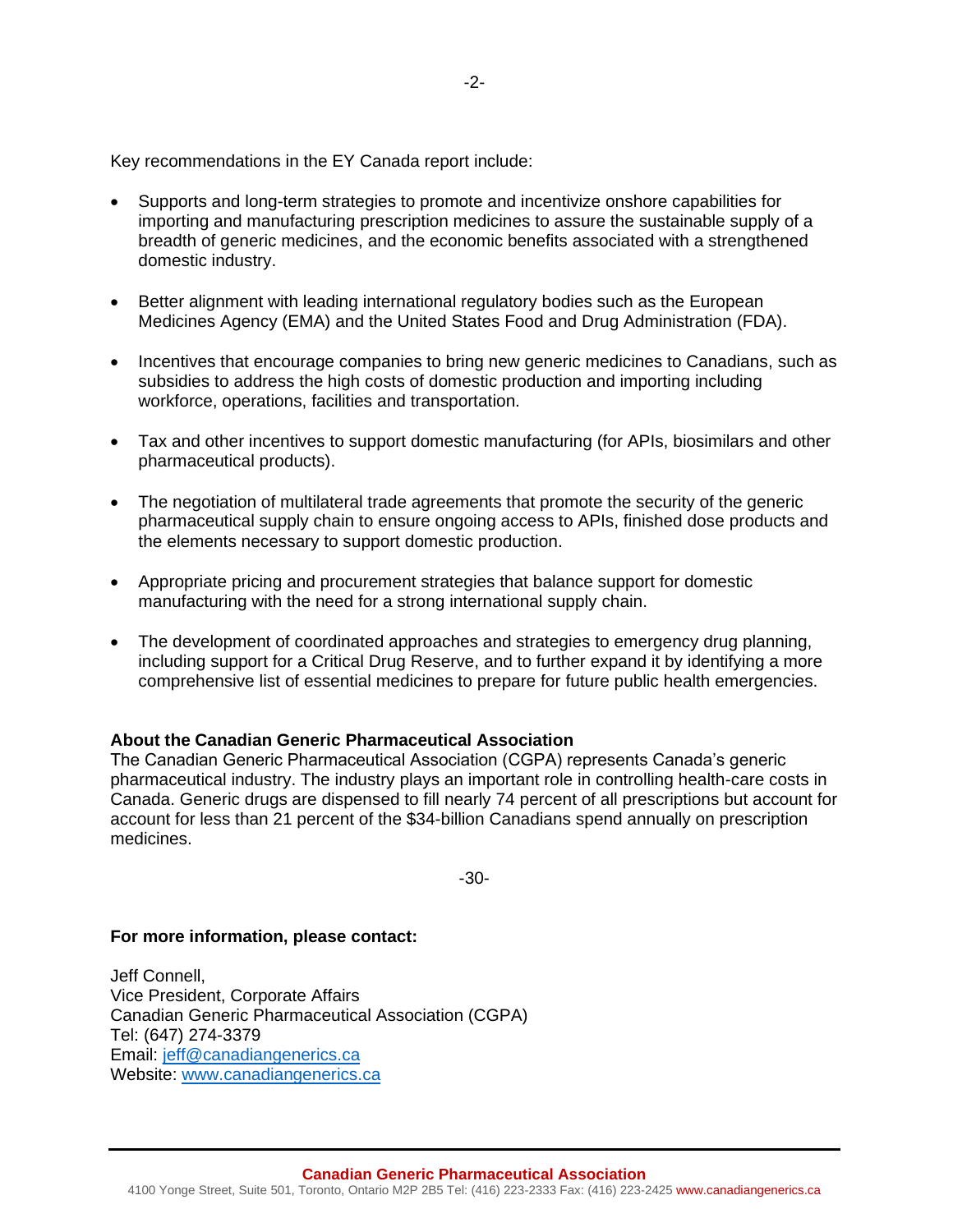Key recommendations in the EY Canada report include:

- Supports and long-term strategies to promote and incentivize onshore capabilities for importing and manufacturing prescription medicines to assure the sustainable supply of a breadth of generic medicines, and the economic benefits associated with a strengthened domestic industry.
- Better alignment with leading international regulatory bodies such as the European Medicines Agency (EMA) and the United States Food and Drug Administration (FDA).
- Incentives that encourage companies to bring new generic medicines to Canadians, such as subsidies to address the high costs of domestic production and importing including workforce, operations, facilities and transportation.
- Tax and other incentives to support domestic manufacturing (for APIs, biosimilars and other pharmaceutical products).
- The negotiation of multilateral trade agreements that promote the security of the generic pharmaceutical supply chain to ensure ongoing access to APIs, finished dose products and the elements necessary to support domestic production.
- Appropriate pricing and procurement strategies that balance support for domestic manufacturing with the need for a strong international supply chain.
- The development of coordinated approaches and strategies to emergency drug planning, including support for a Critical Drug Reserve, and to further expand it by identifying a more comprehensive list of essential medicines to prepare for future public health emergencies.

**About the Canadian Generic Pharmaceutical Association**
The Canadian Generic Pharmaceutical Association (CGPA) represents Canada's generic pharmaceutical industry. The industry plays an important role in controlling health-care costs in Canada. Generic drugs are dispensed to fill nearly 74 percent of all prescriptions but account for account for less than 21 percent of the $34-billion Canadians spend annually on prescription medicines.

-30-

**For more information, please contact:**

Jeff Connell,
Vice President, Corporate Affairs
Canadian Generic Pharmaceutical Association (CGPA)
Tel: (647) 274-3379
Email: jeff@canadiangenerics.ca
Website: www.canadiangenerics.ca